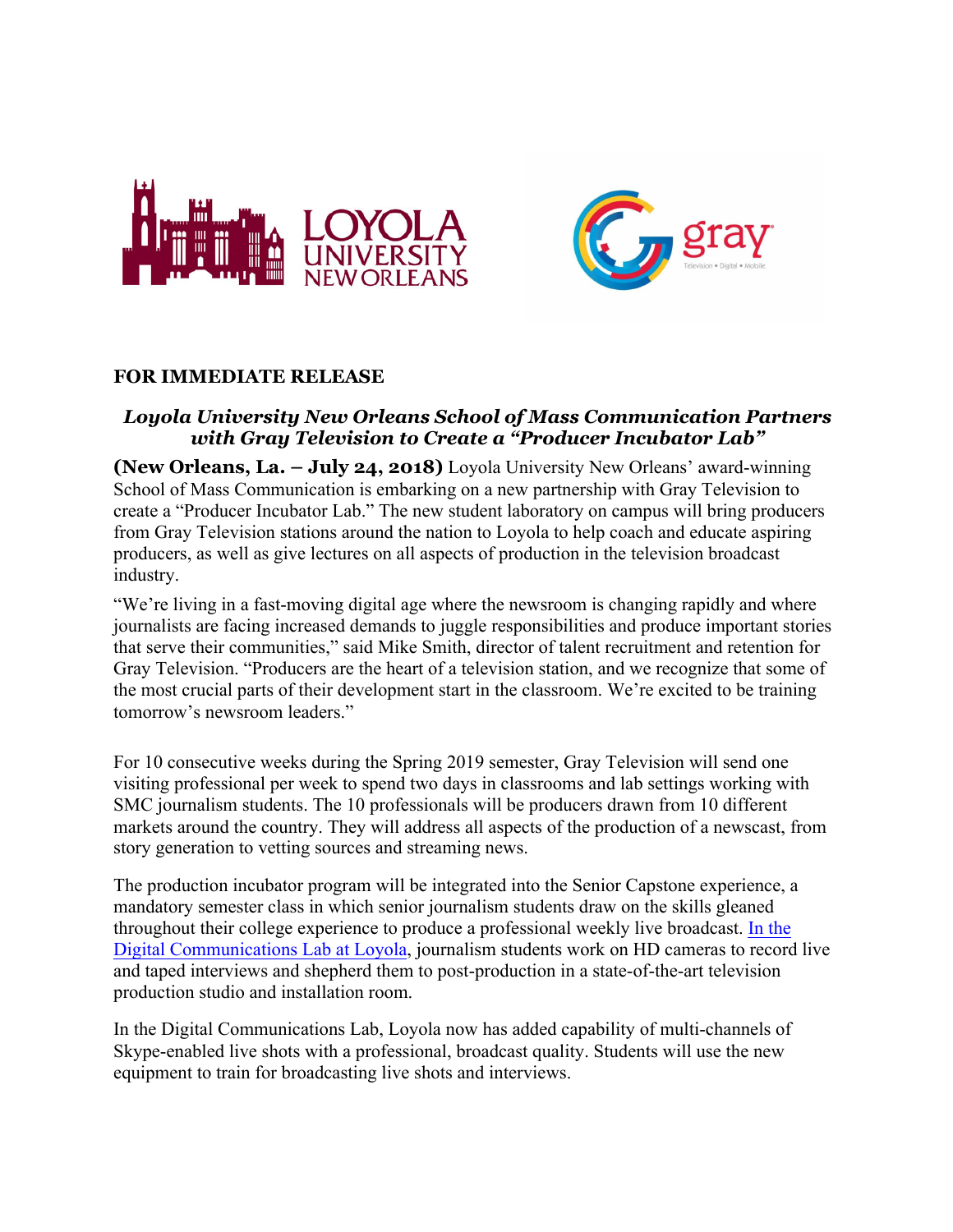**FOR IMMEDIATE RELEASE**

## *Loyola University New Orleans School of Mass Communication Partners with Gray Television to Create a "Producer Incubator Lab"*

**(New Orleans, La. – July 24, 2018)** Loyola University New Orleans' award-winning School of Mass Communication is embarking on a new partnership with Gray Television to create a "Producer Incubator Lab." The new student laboratory on campus will bring producers from Gray Television stations around the nation to Loyola to help coach and educate aspiring producers, as well as give lectures on all aspects of production in the television broadcast industry.

"We're living in a fast-moving digital age where the newsroom is changing rapidly and where journalists are facing increased demands to juggle responsibilities and produce important stories that serve their communities," said Mike Smith, director of talent recruitment and retention for Gray Television. "Producers are the heart of a television station, and we recognize that some of the most crucial parts of their development start in the classroom. We're excited to be training tomorrow's newsroom leaders."

For 10 consecutive weeks during the Spring 2019 semester, Gray Television will send one visiting professional per week to spend two days in classrooms and lab settings working with SMC journalism students. The 10 professionals will be producers drawn from 10 different markets around the country. They will address all aspects of the production of a newscast, from story generation to vetting sources and streaming news.

The production incubator program will be integrated into the Senior Capstone experience, a mandatory semester class in which senior journalism students draw on the skills gleaned throughout their college experience to produce a professional weekly live broadcast. In the Digital Communications Lab at Loyola, journalism students work on HD cameras to record live and taped interviews and shepherd them to post-production in a state-of-the-art television production studio and installation room.

In the Digital Communications Lab, Loyola now has added capability of multi-channels of Skype-enabled live shots with a professional, broadcast quality. Students will use the new equipment to train for broadcasting live shots and interviews.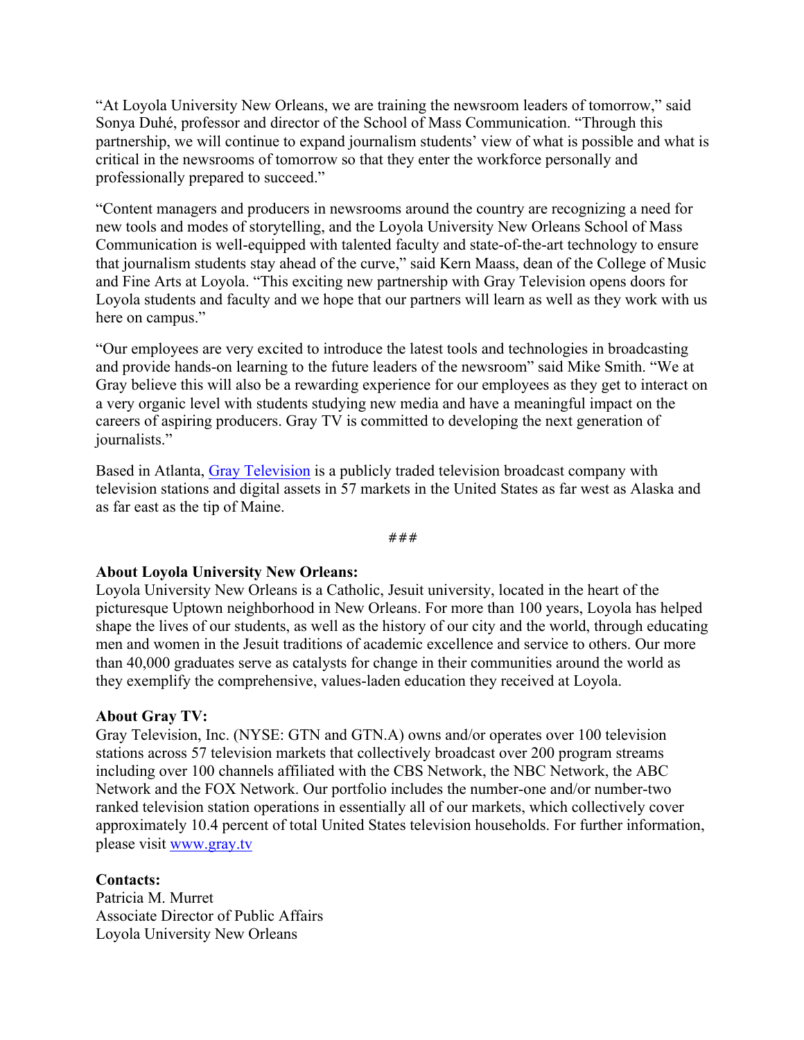"At Loyola University New Orleans, we are training the newsroom leaders of tomorrow," said Sonya Duhé, professor and director of the School of Mass Communication. "Through this partnership, we will continue to expand journalism students' view of what is possible and what is critical in the newsrooms of tomorrow so that they enter the workforce personally and professionally prepared to succeed."

"Content managers and producers in newsrooms around the country are recognizing a need for new tools and modes of storytelling, and the Loyola University New Orleans School of Mass Communication is well-equipped with talented faculty and state-of-the-art technology to ensure that journalism students stay ahead of the curve," said Kern Maass, dean of the College of Music and Fine Arts at Loyola. "This exciting new partnership with Gray Television opens doors for Loyola students and faculty and we hope that our partners will learn as well as they work with us here on campus."

"Our employees are very excited to introduce the latest tools and technologies in broadcasting and provide hands-on learning to the future leaders of the newsroom" said Mike Smith. "We at Gray believe this will also be a rewarding experience for our employees as they get to interact on a very organic level with students studying new media and have a meaningful impact on the careers of aspiring producers. Gray TV is committed to developing the next generation of journalists."

Based in Atlanta, [Gray Television] is a publicly traded television broadcast company with television stations and digital assets in 57 markets in the United States as far west as Alaska and as far east as the tip of Maine.

###

**About Loyola University New Orleans:**
Loyola University New Orleans is a Catholic, Jesuit university, located in the heart of the picturesque Uptown neighborhood in New Orleans. For more than 100 years, Loyola has helped shape the lives of our students, as well as the history of our city and the world, through educating men and women in the Jesuit traditions of academic excellence and service to others. Our more than 40,000 graduates serve as catalysts for change in their communities around the world as they exemplify the comprehensive, values-laden education they received at Loyola.

**About Gray TV:**
Gray Television, Inc. (NYSE: GTN and GTN.A) owns and/or operates over 100 television stations across 57 television markets that collectively broadcast over 200 program streams including over 100 channels affiliated with the CBS Network, the NBC Network, the ABC Network and the FOX Network. Our portfolio includes the number-one and/or number-two ranked television station operations in essentially all of our markets, which collectively cover approximately 10.4 percent of total United States television households. For further information, please visit www.gray.tv

**Contacts:**
Patricia M. Murret
Associate Director of Public Affairs
Loyola University New Orleans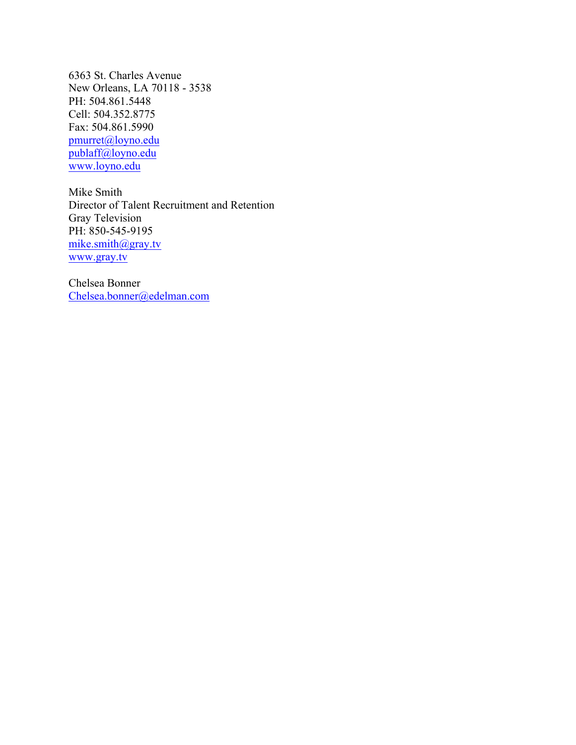6363 St. Charles Avenue
New Orleans, LA 70118 - 3538
PH: 504.861.5448
Cell: 504.352.8775
Fax: 504.861.5990
pmurret@loyno.edu
publaff@loyno.edu
www.loyno.edu

Mike Smith
Director of Talent Recruitment and Retention
Gray Television
PH: 850-545-9195
mike.smith@gray.tv
www.gray.tv

Chelsea Bonner
Chelsea.bonner@edelman.com